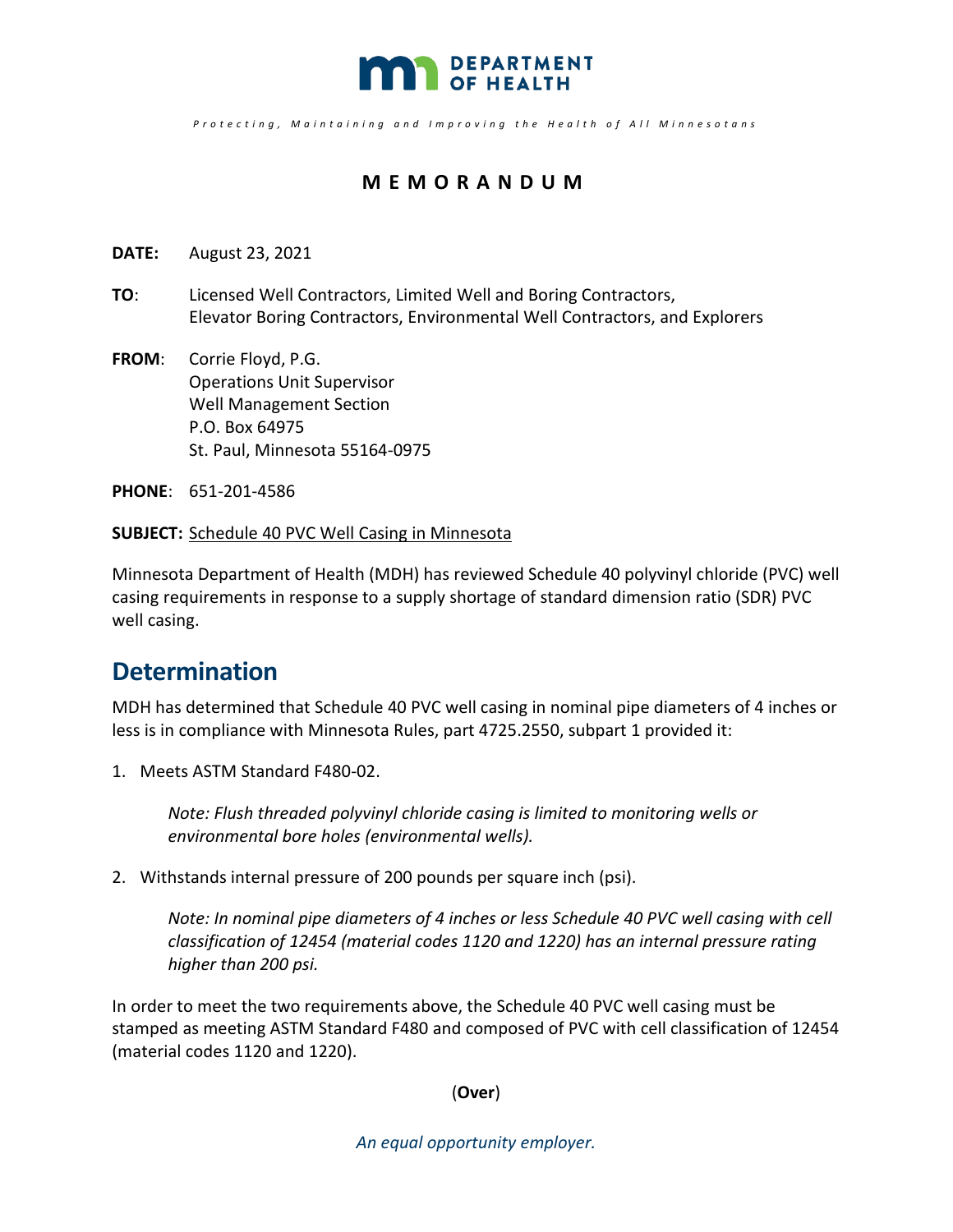**DEPARTMENT OF HEALTH**

*Protecting, Maintaining and Improving the Health of All Minnesotans*

# MEMORANDUM

**DATE:** August 23, 2021

**TO**: Licensed Well Contractors, Limited Well and Boring Contractors, Elevator Boring Contractors, Environmental Well Contractors, and Explorers

**FROM**: Corrie Floyd, P.G.
Operations Unit Supervisor
Well Management Section
P.O. Box 64975
St. Paul, Minnesota 55164-0975

**PHONE**: 651-201-4586

**SUBJECT:** Schedule 40 PVC Well Casing in Minnesota

Minnesota Department of Health (MDH) has reviewed Schedule 40 polyvinyl chloride (PVC) well casing requirements in response to a supply shortage of standard dimension ratio (SDR) PVC well casing.

## Determination

MDH has determined that Schedule 40 PVC well casing in nominal pipe diameters of 4 inches or less is in compliance with Minnesota Rules, part 4725.2550, subpart 1 provided it:

1. Meets ASTM Standard F480-02.

   *Note: Flush threaded polyvinyl chloride casing is limited to monitoring wells or environmental bore holes (environmental wells).*

2. Withstands internal pressure of 200 pounds per square inch (psi).

   *Note: In nominal pipe diameters of 4 inches or less Schedule 40 PVC well casing with cell classification of 12454 (material codes 1120 and 1220) has an internal pressure rating higher than 200 psi.*

In order to meet the two requirements above, the Schedule 40 PVC well casing must be stamped as meeting ASTM Standard F480 and composed of PVC with cell classification of 12454 (material codes 1120 and 1220).

(**Over**)

*An equal opportunity employer.*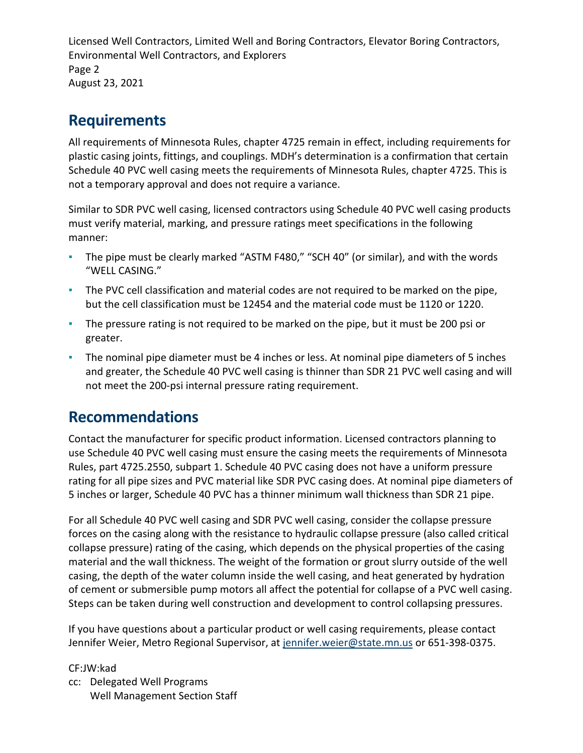## Requirements

All requirements of Minnesota Rules, chapter 4725 remain in effect, including requirements for plastic casing joints, fittings, and couplings. MDH's determination is a confirmation that certain Schedule 40 PVC well casing meets the requirements of Minnesota Rules, chapter 4725. This is not a temporary approval and does not require a variance.

Similar to SDR PVC well casing, licensed contractors using Schedule 40 PVC well casing products must verify material, marking, and pressure ratings meet specifications in the following manner:

- The pipe must be clearly marked "ASTM F480," "SCH 40" (or similar), and with the words "WELL CASING."
- The PVC cell classification and material codes are not required to be marked on the pipe, but the cell classification must be 12454 and the material code must be 1120 or 1220.
- The pressure rating is not required to be marked on the pipe, but it must be 200 psi or greater.
- The nominal pipe diameter must be 4 inches or less. At nominal pipe diameters of 5 inches and greater, the Schedule 40 PVC well casing is thinner than SDR 21 PVC well casing and will not meet the 200-psi internal pressure rating requirement.

## Recommendations

Contact the manufacturer for specific product information. Licensed contractors planning to use Schedule 40 PVC well casing must ensure the casing meets the requirements of Minnesota Rules, part 4725.2550, subpart 1. Schedule 40 PVC casing does not have a uniform pressure rating for all pipe sizes and PVC material like SDR PVC casing does. At nominal pipe diameters of 5 inches or larger, Schedule 40 PVC has a thinner minimum wall thickness than SDR 21 pipe.

For all Schedule 40 PVC well casing and SDR PVC well casing, consider the collapse pressure forces on the casing along with the resistance to hydraulic collapse pressure (also called critical collapse pressure) rating of the casing, which depends on the physical properties of the casing material and the wall thickness. The weight of the formation or grout slurry outside of the well casing, the depth of the water column inside the well casing, and heat generated by hydration of cement or submersible pump motors all affect the potential for collapse of a PVC well casing. Steps can be taken during well construction and development to control collapsing pressures.

If you have questions about a particular product or well casing requirements, please contact Jennifer Weier, Metro Regional Supervisor, at jennifer.weier@state.mn.us or 651-398-0375.

CF:JW:kad

cc: Delegated Well Programs
Well Management Section Staff